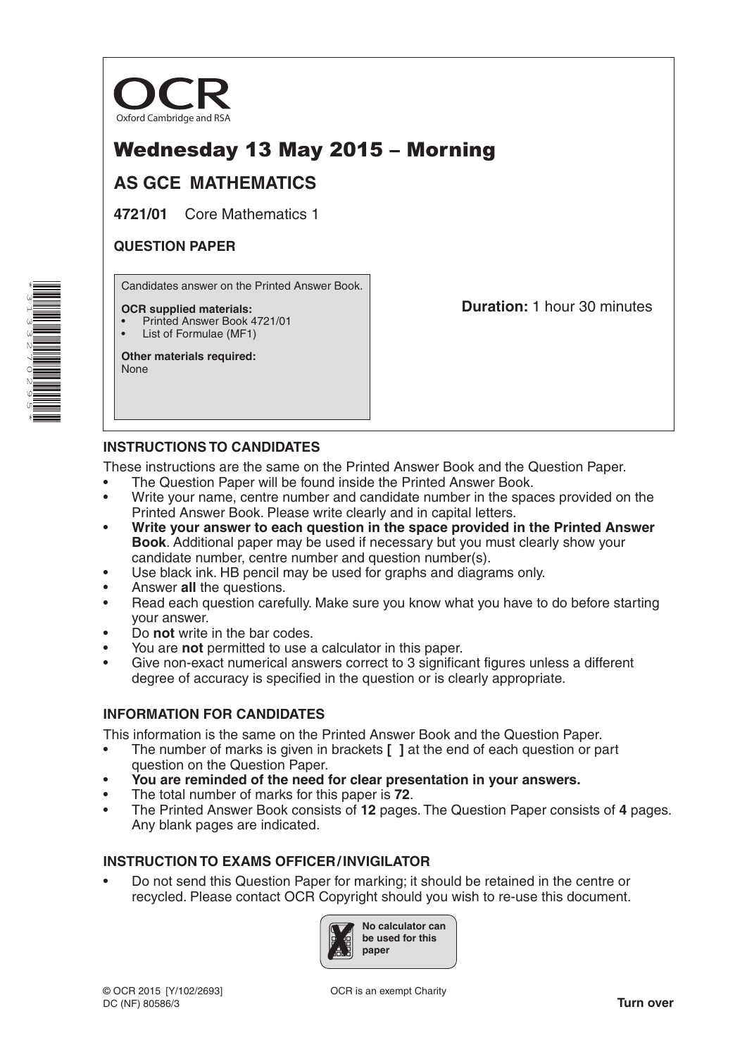OCR

Oxford Cambridge and RSA

# Wednesday 13 May 2015 – Morning

## AS GCE MATHEMATICS

**4721/01** Core Mathematics 1

**QUESTION PAPER**

Candidates answer on the Printed Answer Book.

**OCR supplied materials:**
- Printed Answer Book 4721/01
- List of Formulae (MF1)

**Other materials required:**
None

**Duration:** 1 hour 30 minutes

### INSTRUCTIONS TO CANDIDATES

These instructions are the same on the Printed Answer Book and the Question Paper.

- The Question Paper will be found inside the Printed Answer Book.
- Write your name, centre number and candidate number in the spaces provided on the Printed Answer Book. Please write clearly and in capital letters.
- **Write your answer to each question in the space provided in the Printed Answer Book**. Additional paper may be used if necessary but you must clearly show your candidate number, centre number and question number(s).
- Use black ink. HB pencil may be used for graphs and diagrams only.
- Answer **all** the questions.
- Read each question carefully. Make sure you know what you have to do before starting your answer.
- Do **not** write in the bar codes.
- You are **not** permitted to use a calculator in this paper.
- Give non-exact numerical answers correct to 3 significant figures unless a different degree of accuracy is specified in the question or is clearly appropriate.

### INFORMATION FOR CANDIDATES

This information is the same on the Printed Answer Book and the Question Paper.

- The number of marks is given in brackets **[ ]** at the end of each question or part question on the Question Paper.
- **You are reminded of the need for clear presentation in your answers.**
- The total number of marks for this paper is **72**.
- The Printed Answer Book consists of **12** pages. The Question Paper consists of **4** pages. Any blank pages are indicated.

### INSTRUCTION TO EXAMS OFFICER / INVIGILATOR

- Do not send this Question Paper for marking; it should be retained in the centre or recycled. Please contact OCR Copyright should you wish to re-use this document.

No calculator can be used for this paper

© OCR 2015 [Y/102/2693]
DC (NF) 80586/3

OCR is an exempt Charity

**Turn over**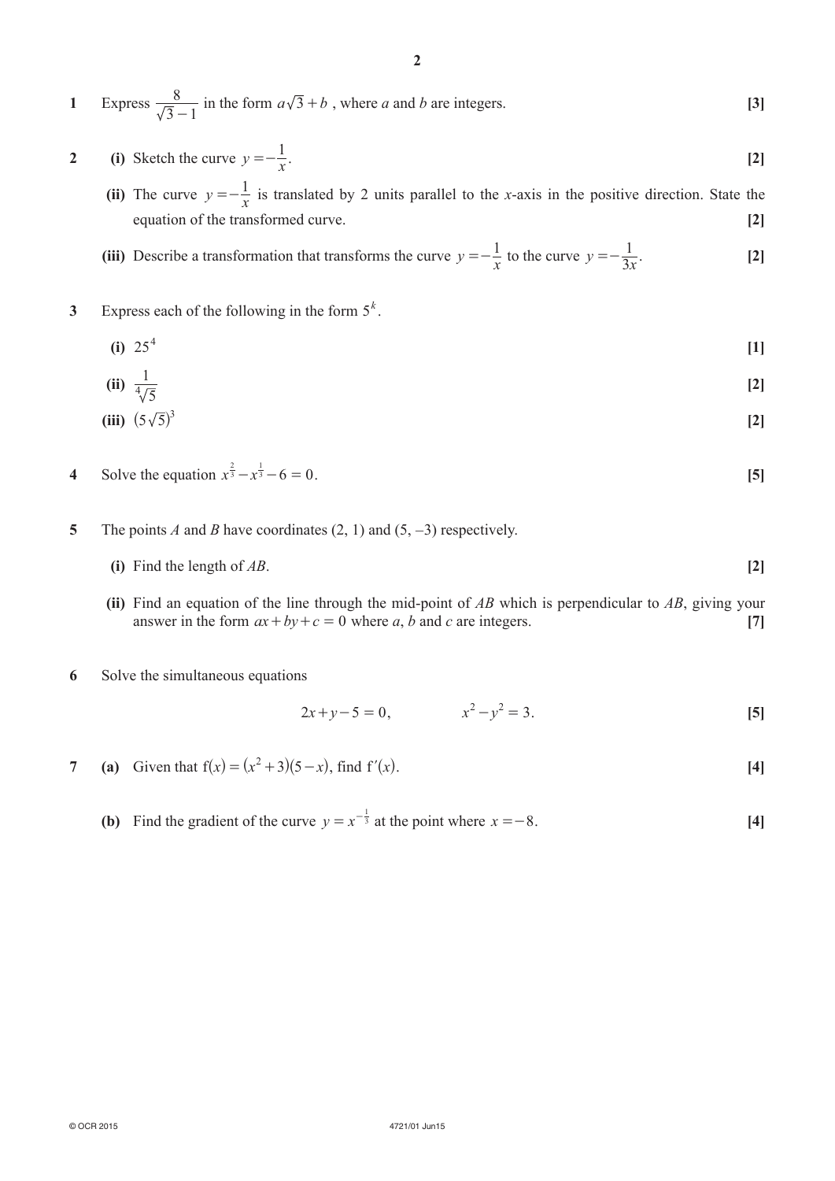**1** Express $\dfrac{8}{\sqrt{3}-1}$ in the form $a\sqrt{3}+b$, where $a$ and $b$ are integers. **[3]**

**2** **(i)** Sketch the curve $y = -\dfrac{1}{x}$. **[2]**

**(ii)** The curve $y = -\dfrac{1}{x}$ is translated by 2 units parallel to the $x$-axis in the positive direction. State the equation of the transformed curve. **[2]**

**(iii)** Describe a transformation that transforms the curve $y = -\dfrac{1}{x}$ to the curve $y = -\dfrac{1}{3x}$. **[2]**

**3** Express each of the following in the form $5^k$.

**(i)** $25^4$ **[1]**

**(ii)** $\dfrac{1}{\sqrt[4]{5}}$ **[2]**

**(iii)** $(5\sqrt{5})^3$ **[2]**

**4** Solve the equation $x^{\frac{2}{3}} - x^{\frac{1}{3}} - 6 = 0$. **[5]**

**5** The points $A$ and $B$ have coordinates (2, 1) and (5, –3) respectively.

**(i)** Find the length of $AB$. **[2]**

**(ii)** Find an equation of the line through the mid-point of $AB$ which is perpendicular to $AB$, giving your answer in the form $ax + by + c = 0$ where $a$, $b$ and $c$ are integers. **[7]**

**6** Solve the simultaneous equations

$$2x + y - 5 = 0, \qquad x^2 - y^2 = 3.$$

**[5]**

**7** **(a)** Given that $f(x) = (x^2 + 3)(5 - x)$, find $f'(x)$. **[4]**

**(b)** Find the gradient of the curve $y = x^{-\frac{1}{3}}$ at the point where $x = -8$. **[4]**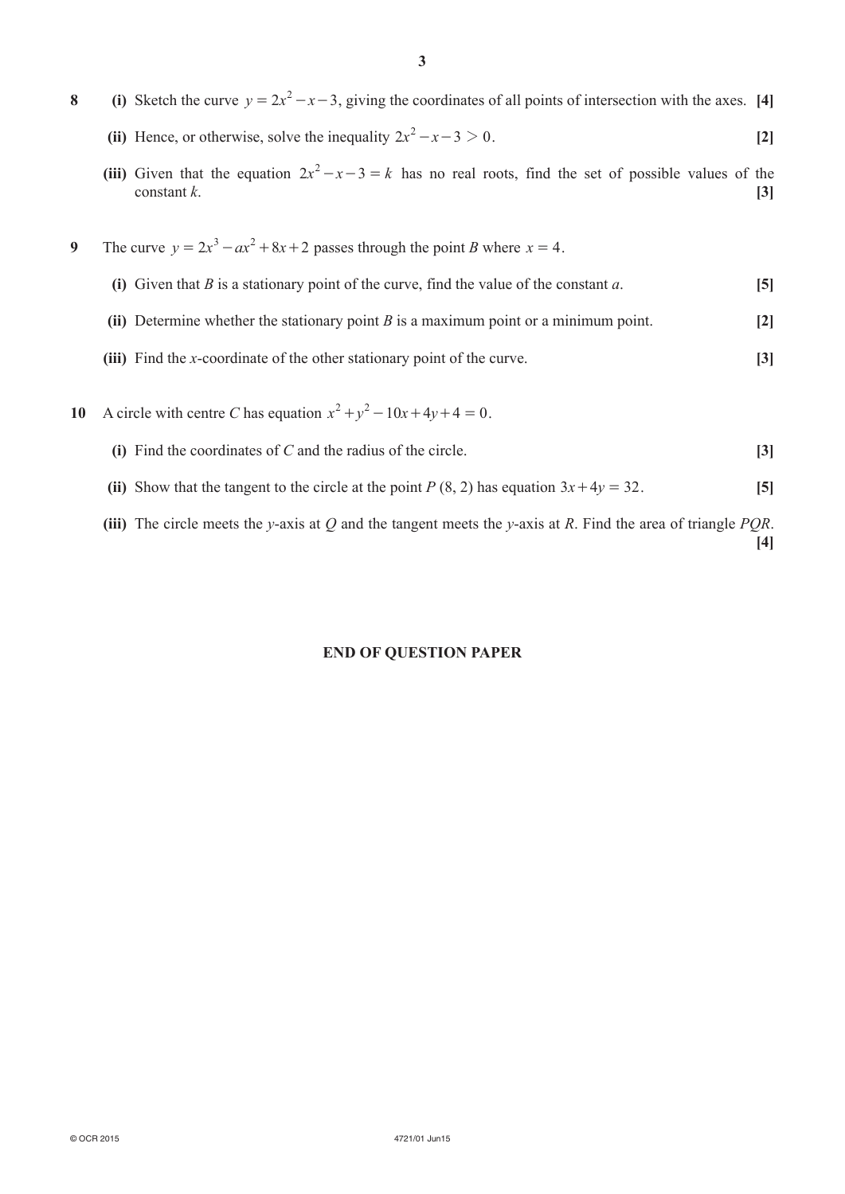**8** **(i)** Sketch the curve $y = 2x^2 - x - 3$, giving the coordinates of all points of intersection with the axes. **[4]**

**(ii)** Hence, or otherwise, solve the inequality $2x^2 - x - 3 > 0$. **[2]**

**(iii)** Given that the equation $2x^2 - x - 3 = k$ has no real roots, find the set of possible values of the constant $k$. **[3]**

**9** The curve $y = 2x^3 - ax^2 + 8x + 2$ passes through the point $B$ where $x = 4$.

**(i)** Given that $B$ is a stationary point of the curve, find the value of the constant $a$. **[5]**

**(ii)** Determine whether the stationary point $B$ is a maximum point or a minimum point. **[2]**

**(iii)** Find the $x$-coordinate of the other stationary point of the curve. **[3]**

**10** A circle with centre $C$ has equation $x^2 + y^2 - 10x + 4y + 4 = 0$.

**(i)** Find the coordinates of $C$ and the radius of the circle. **[3]**

**(ii)** Show that the tangent to the circle at the point $P$ (8, 2) has equation $3x + 4y = 32$. **[5]**

**(iii)** The circle meets the $y$-axis at $Q$ and the tangent meets the $y$-axis at $R$. Find the area of triangle $PQR$. **[4]**

**END OF QUESTION PAPER**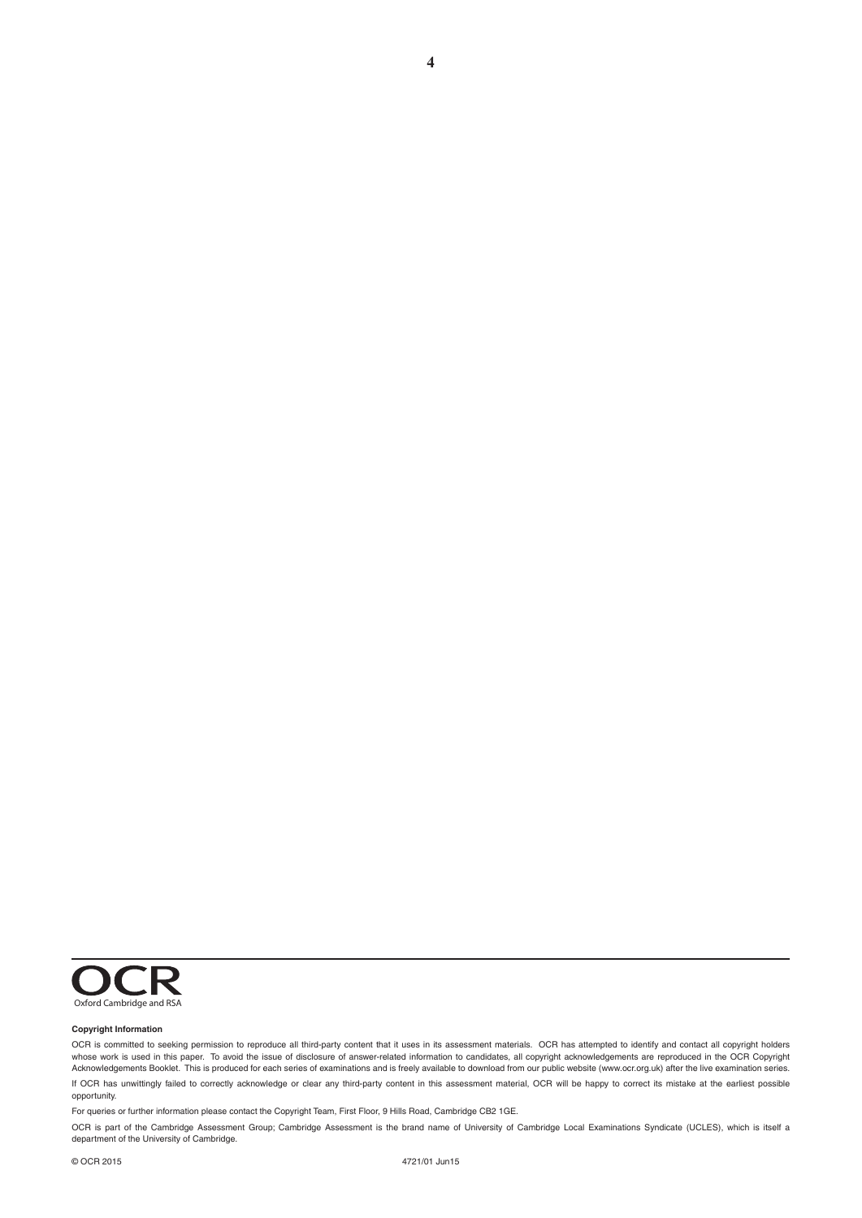OCR

Oxford Cambridge and RSA

**Copyright Information**

OCR is committed to seeking permission to reproduce all third-party content that it uses in its assessment materials. OCR has attempted to identify and contact all copyright holders whose work is used in this paper. To avoid the issue of disclosure of answer-related information to candidates, all copyright acknowledgements are reproduced in the OCR Copyright Acknowledgements Booklet. This is produced for each series of examinations and is freely available to download from our public website (www.ocr.org.uk) after the live examination series.

If OCR has unwittingly failed to correctly acknowledge or clear any third-party content in this assessment material, OCR will be happy to correct its mistake at the earliest possible opportunity.

For queries or further information please contact the Copyright Team, First Floor, 9 Hills Road, Cambridge CB2 1GE.

OCR is part of the Cambridge Assessment Group; Cambridge Assessment is the brand name of University of Cambridge Local Examinations Syndicate (UCLES), which is itself a department of the University of Cambridge.

© OCR 2015 4721/01 Jun15